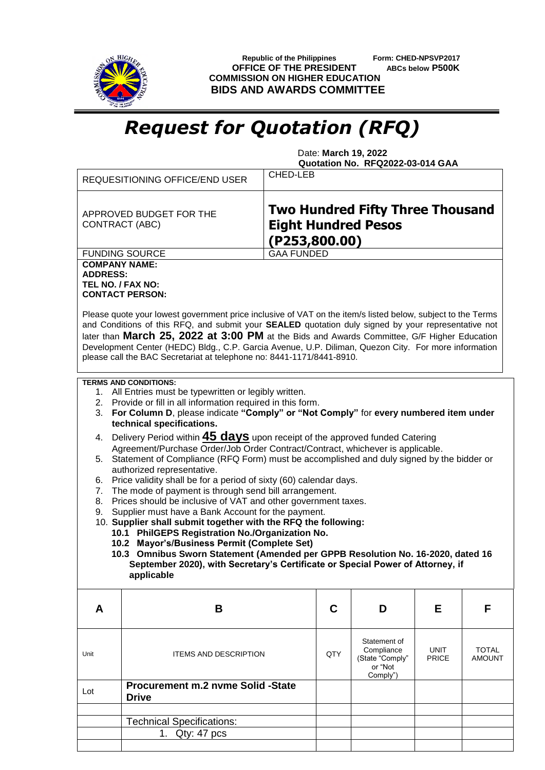Republic of the Philippines
OFFICE OF THE PRESIDENT
COMMISSION ON HIGHER EDUCATION
**BIDS AND AWARDS COMMITTEE**

Form: CHED-NPSVP2017
ABCs below **P500K**

# *Request for Quotation (RFQ)*

Date: **March 19, 2022**
**Quotation No. RFQ2022-03-014 GAA**

| | |
|---|---|
| REQUESITIONING OFFICE/END USER | CHED-LEB |
| APPROVED BUDGET FOR THE CONTRACT (ABC) | **Two Hundred Fifty Three Thousand Eight Hundred Pesos (P253,800.00)** |
| FUNDING SOURCE | GAA FUNDED |

**COMPANY NAME:**
**ADDRESS:**
**TEL NO. / FAX NO:**
**CONTACT PERSON:**

Please quote your lowest government price inclusive of VAT on the item/s listed below, subject to the Terms and Conditions of this RFQ, and submit your **SEALED** quotation duly signed by your representative not later than **March 25, 2022 at 3:00 PM** at the Bids and Awards Committee, G/F Higher Education Development Center (HEDC) Bldg., C.P. Garcia Avenue, U.P. Diliman, Quezon City. For more information please call the BAC Secretariat at telephone no: 8441-1171/8441-8910.

**TERMS AND CONDITIONS:**

1. All Entries must be typewritten or legibly written.
2. Provide or fill in all information required in this form.
3. **For Column D**, please indicate **"Comply" or "Not Comply"** for **every numbered item under technical specifications.**
4. Delivery Period within **45 days** upon receipt of the approved funded Catering Agreement/Purchase Order/Job Order Contract/Contract, whichever is applicable.
5. Statement of Compliance (RFQ Form) must be accomplished and duly signed by the bidder or authorized representative.
6. Price validity shall be for a period of sixty (60) calendar days.
7. The mode of payment is through send bill arrangement.
8. Prices should be inclusive of VAT and other government taxes.
9. Supplier must have a Bank Account for the payment.
10. **Supplier shall submit together with the RFQ the following:**
    **10.1 PhilGEPS Registration No./Organization No.**
    **10.2 Mayor's/Business Permit (Complete Set)**
    **10.3 Omnibus Sworn Statement (Amended per GPPB Resolution No. 16-2020, dated 16 September 2020), with Secretary's Certificate or Special Power of Attorney, if applicable**

| A | B | C | D | E | F |
|---|---|---|---|---|---|
| Unit | ITEMS AND DESCRIPTION | QTY | Statement of Compliance (State "Comply" or "Not Comply") | UNIT PRICE | TOTAL AMOUNT |
| Lot | **Procurement m.2 nvme Solid -State Drive** | | | | |
| | | | | | |
| | Technical Specifications: | | | | |
| | 1. Qty: 47 pcs | | | | |
| | | | | | |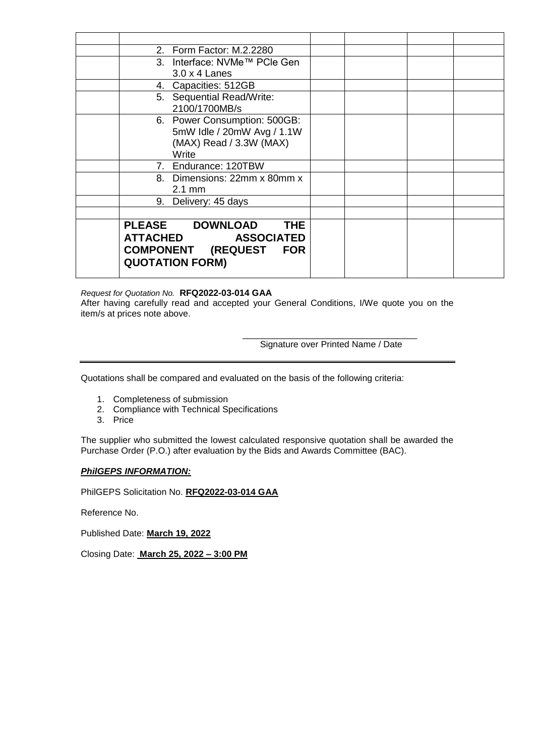| | | | | | |
|---|---|---|---|---|---|
| | | | | | |
| | 2. Form Factor: M.2.2280 | | | | |
| | 3. Interface: NVMe™ PCIe Gen 3.0 x 4 Lanes | | | | |
| | 4. Capacities: 512GB | | | | |
| | 5. Sequential Read/Write: 2100/1700MB/s | | | | |
| | 6. Power Consumption: 500GB: 5mW Idle / 20mW Avg / 1.1W (MAX) Read / 3.3W (MAX) Write | | | | |
| | 7. Endurance: 120TBW | | | | |
| | 8. Dimensions: 22mm x 80mm x 2.1 mm | | | | |
| | 9. Delivery: 45 days | | | | |
| | | | | | |
| | **PLEASE DOWNLOAD THE ATTACHED ASSOCIATED COMPONENT (REQUEST FOR QUOTATION FORM)** | | | | |

*Request for Quotation No.* **RFQ2022-03-014 GAA**
After having carefully read and accepted your General Conditions, I/We quote you on the item/s at prices note above.

\_\_\_\_\_\_\_\_\_\_\_\_\_\_\_\_\_\_\_\_\_\_\_\_\_\_\_\_\_\_\_\_\_\_\_
Signature over Printed Name / Date

---

Quotations shall be compared and evaluated on the basis of the following criteria:

1. Completeness of submission
2. Compliance with Technical Specifications
3. Price

The supplier who submitted the lowest calculated responsive quotation shall be awarded the Purchase Order (P.O.) after evaluation by the Bids and Awards Committee (BAC).

***PhilGEPS INFORMATION:***

PhilGEPS Solicitation No. **RFQ2022-03-014 GAA**

Reference No.

Published Date: **March 19, 2022**

Closing Date: **March 25, 2022 – 3:00 PM**